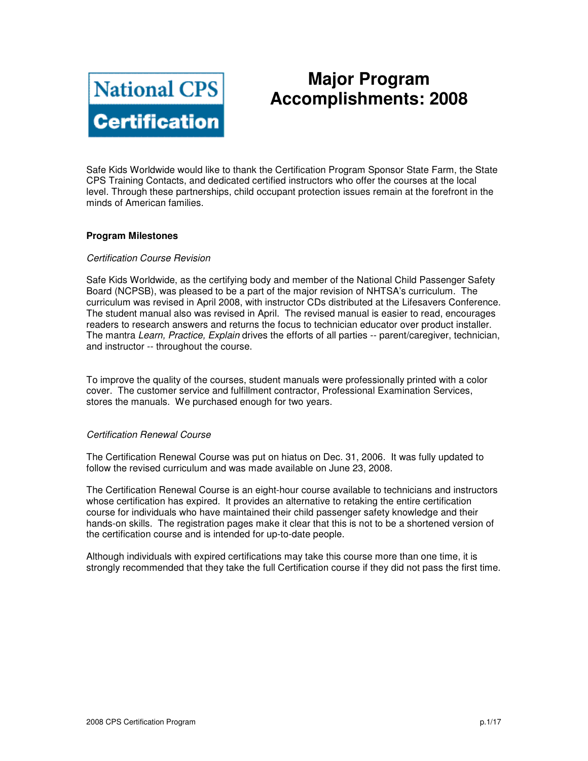National CPS Certification

# Major Program Accomplishments: 2008

Safe Kids Worldwide would like to thank the Certification Program Sponsor State Farm, the State CPS Training Contacts, and dedicated certified instructors who offer the courses at the local level. Through these partnerships, child occupant protection issues remain at the forefront in the minds of American families.

## Program Milestones

### *Certification Course Revision*

Safe Kids Worldwide, as the certifying body and member of the National Child Passenger Safety Board (NCPSB), was pleased to be a part of the major revision of NHTSA's curriculum. The curriculum was revised in April 2008, with instructor CDs distributed at the Lifesavers Conference. The student manual also was revised in April. The revised manual is easier to read, encourages readers to research answers and returns the focus to technician educator over product installer. The mantra *Learn, Practice, Explain* drives the efforts of all parties -- parent/caregiver, technician, and instructor -- throughout the course.

To improve the quality of the courses, student manuals were professionally printed with a color cover. The customer service and fulfillment contractor, Professional Examination Services, stores the manuals. We purchased enough for two years.

### *Certification Renewal Course*

The Certification Renewal Course was put on hiatus on Dec. 31, 2006. It was fully updated to follow the revised curriculum and was made available on June 23, 2008.

The Certification Renewal Course is an eight-hour course available to technicians and instructors whose certification has expired. It provides an alternative to retaking the entire certification course for individuals who have maintained their child passenger safety knowledge and their hands-on skills. The registration pages make it clear that this is not to be a shortened version of the certification course and is intended for up-to-date people.

Although individuals with expired certifications may take this course more than one time, it is strongly recommended that they take the full Certification course if they did not pass the first time.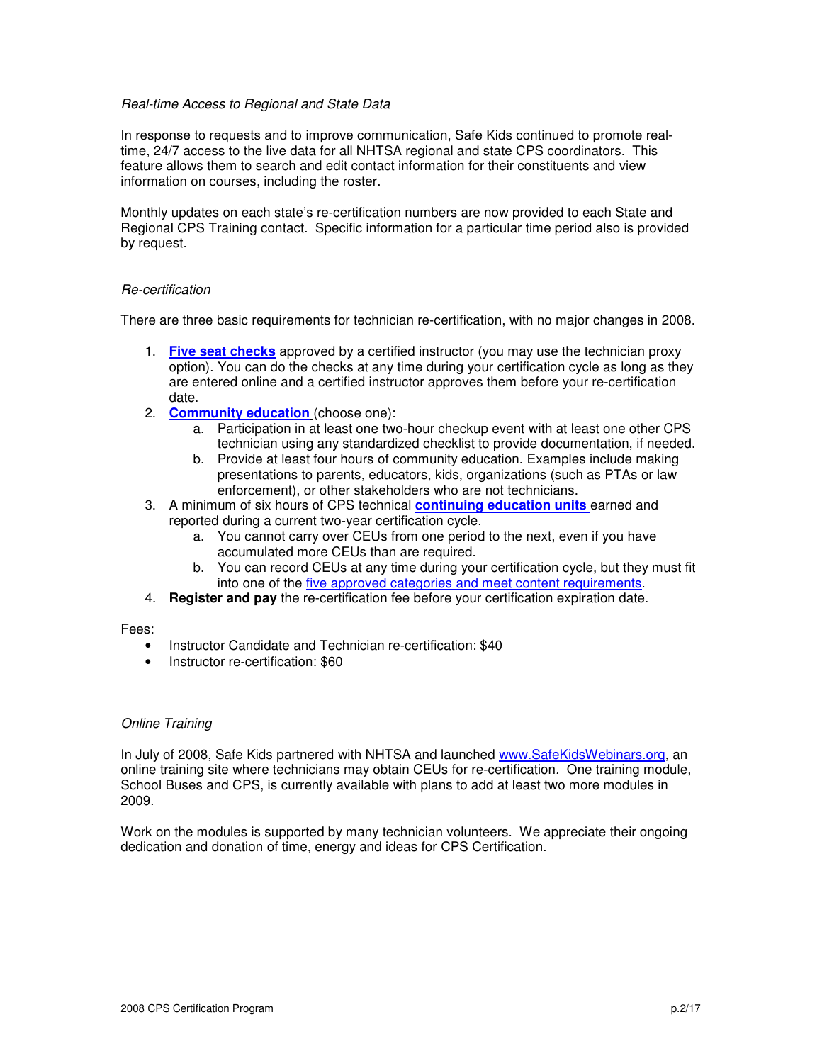*Real-time Access to Regional and State Data*

In response to requests and to improve communication, Safe Kids continued to promote real-time, 24/7 access to the live data for all NHTSA regional and state CPS coordinators. This feature allows them to search and edit contact information for their constituents and view information on courses, including the roster.

Monthly updates on each state's re-certification numbers are now provided to each State and Regional CPS Training contact. Specific information for a particular time period also is provided by request.

*Re-certification*

There are three basic requirements for technician re-certification, with no major changes in 2008.

1. **Five seat checks** approved by a certified instructor (you may use the technician proxy option). You can do the checks at any time during your certification cycle as long as they are entered online and a certified instructor approves them before your re-certification date.
2. **Community education** (choose one):
   a. Participation in at least one two-hour checkup event with at least one other CPS technician using any standardized checklist to provide documentation, if needed.
   b. Provide at least four hours of community education. Examples include making presentations to parents, educators, kids, organizations (such as PTAs or law enforcement), or other stakeholders who are not technicians.
3. A minimum of six hours of CPS technical **continuing education units** earned and reported during a current two-year certification cycle.
   a. You cannot carry over CEUs from one period to the next, even if you have accumulated more CEUs than are required.
   b. You can record CEUs at any time during your certification cycle, but they must fit into one of the five approved categories and meet content requirements.
4. **Register and pay** the re-certification fee before your certification expiration date.

Fees:

- Instructor Candidate and Technician re-certification: $40
- Instructor re-certification: $60

*Online Training*

In July of 2008, Safe Kids partnered with NHTSA and launched www.SafeKidsWebinars.org, an online training site where technicians may obtain CEUs for re-certification. One training module, School Buses and CPS, is currently available with plans to add at least two more modules in 2009.

Work on the modules is supported by many technician volunteers. We appreciate their ongoing dedication and donation of time, energy and ideas for CPS Certification.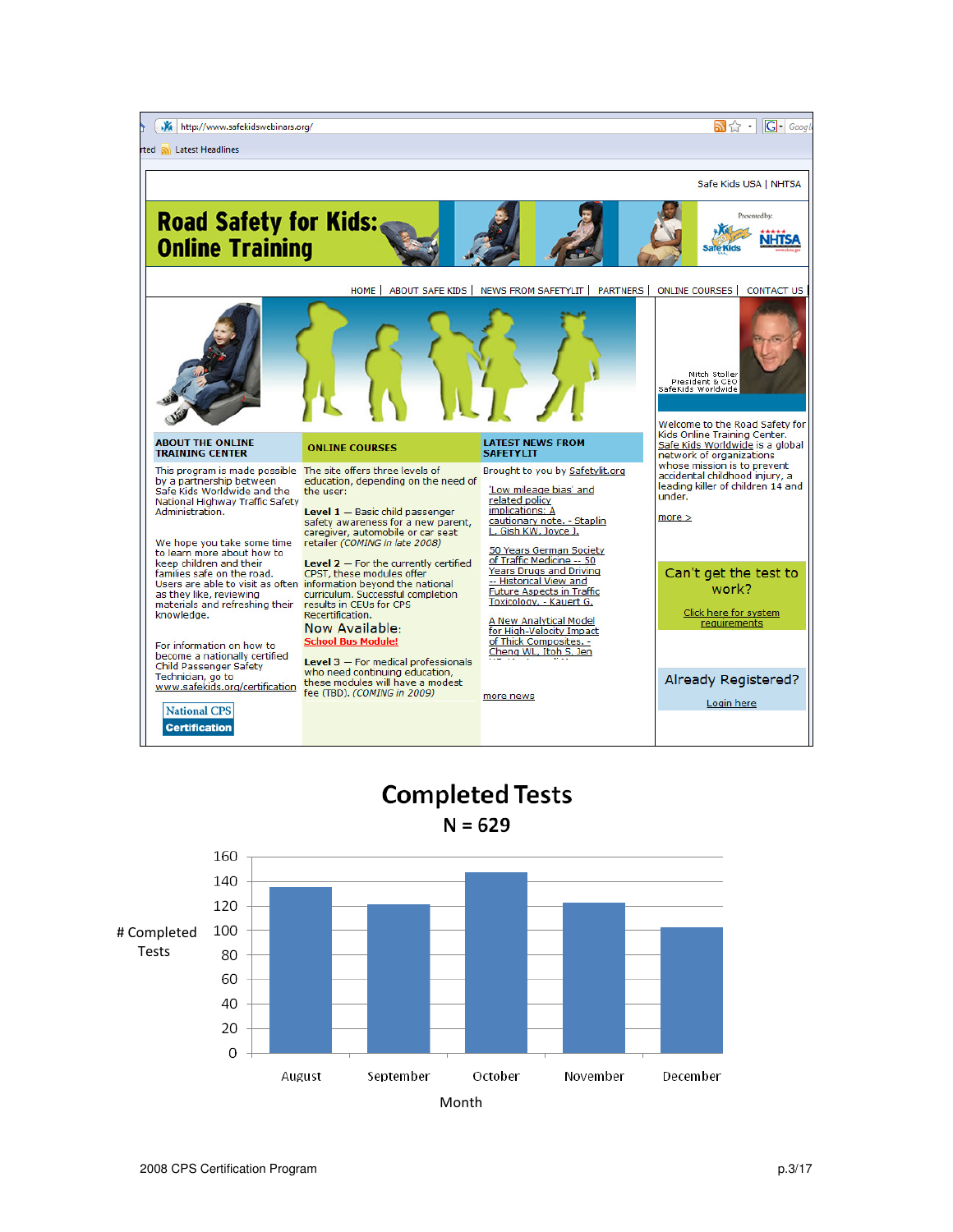http://www.safekidswebinars.org/

Safe Kids USA | NHTSA

# Road Safety for Kids: Online Training

Presented by: Safe Kids, NHTSA

HOME | ABOUT SAFE KIDS | NEWS FROM SAFETYLIT | PARTNERS | ONLINE COURSES | CONTACT US

Mitch Stoller
President & CEO
SafeKids Worldwide

## ABOUT THE ONLINE TRAINING CENTER

This program is made possible by a partnership between Safe Kids Worldwide and the National Highway Traffic Safety Administration.

We hope you take some time to learn more about how to keep children and their families safe on the road. Users are able to visit as often as they like, reviewing materials and refreshing their knowledge.

For information on how to become a nationally certified Child Passenger Safety Technician, go to www.safekids.org/certification

National CPS Certification

## ONLINE COURSES

The site offers three levels of education, depending on the need of the user:

**Level 1** — Basic child passenger safety awareness for a new parent, caregiver, automobile or car seat retailer *(COMING in late 2008)*

**Level 2** — For the currently certified CPST, these modules offer information beyond the national curriculum. Successful completion results in CEUs for CPS Recertification.

Now Available: **School Bus Module!**

**Level 3** — For medical professionals who need continuing education, these modules will have a modest fee (TBD). *(COMING in 2009)*

## LATEST NEWS FROM SAFETYLIT

Brought to you by Safetylit.org

- 'Low mileage bias' and related policy implications: A cautionary note. - Staplin L, Gish KW, Joyce J.
- 50 Years German Society of Traffic Medicine -- 50 Years Drugs and Driving -- Historical View and Future Aspects in Traffic Toxicology. - Kauert G.
- A New Analytical Model for High-Velocity Impact of Thick Composites. - Cheng WL, Itoh S, Jen

more news

Welcome to the Road Safety for Kids Online Training Center. Safe Kids Worldwide is a global network of organizations whose mission is to prevent accidental childhood injury, a leading killer of children 14 and under.

more >

Can't get the test to work?

Click here for system requirements

Already Registered?

Login here

## Completed Tests

N = 629

| Month | # Completed Tests |
|---|---|
| August | ~136 |
| September | ~121 |
| October | ~147 |
| November | ~122 |
| December | ~102 |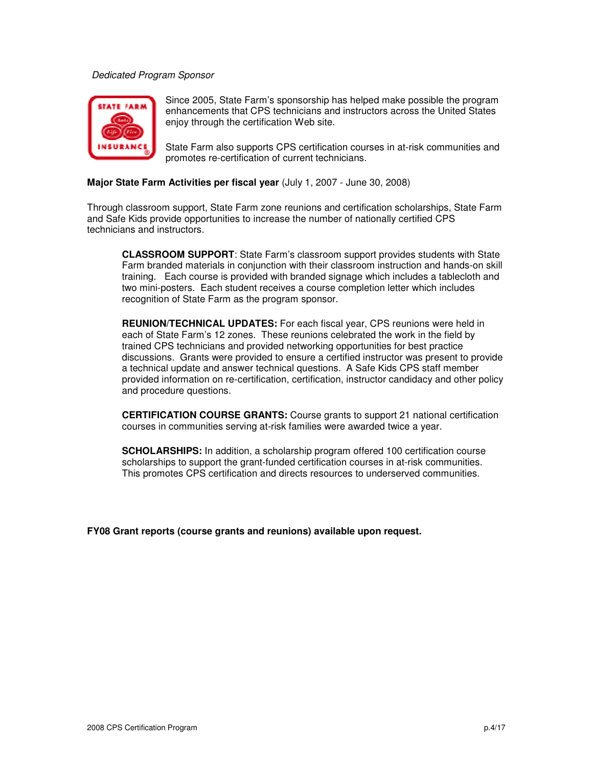*Dedicated Program Sponsor*

Since 2005, State Farm's sponsorship has helped make possible the program enhancements that CPS technicians and instructors across the United States enjoy through the certification Web site.

State Farm also supports CPS certification courses in at-risk communities and promotes re-certification of current technicians.

**Major State Farm Activities per fiscal year** (July 1, 2007 - June 30, 2008)

Through classroom support, State Farm zone reunions and certification scholarships, State Farm and Safe Kids provide opportunities to increase the number of nationally certified CPS technicians and instructors.

**CLASSROOM SUPPORT**: State Farm's classroom support provides students with State Farm branded materials in conjunction with their classroom instruction and hands-on skill training. Each course is provided with branded signage which includes a tablecloth and two mini-posters. Each student receives a course completion letter which includes recognition of State Farm as the program sponsor.

**REUNION/TECHNICAL UPDATES:** For each fiscal year, CPS reunions were held in each of State Farm's 12 zones. These reunions celebrated the work in the field by trained CPS technicians and provided networking opportunities for best practice discussions. Grants were provided to ensure a certified instructor was present to provide a technical update and answer technical questions. A Safe Kids CPS staff member provided information on re-certification, certification, instructor candidacy and other policy and procedure questions.

**CERTIFICATION COURSE GRANTS:** Course grants to support 21 national certification courses in communities serving at-risk families were awarded twice a year.

**SCHOLARSHIPS:** In addition, a scholarship program offered 100 certification course scholarships to support the grant-funded certification courses in at-risk communities. This promotes CPS certification and directs resources to underserved communities.

**FY08 Grant reports (course grants and reunions) available upon request.**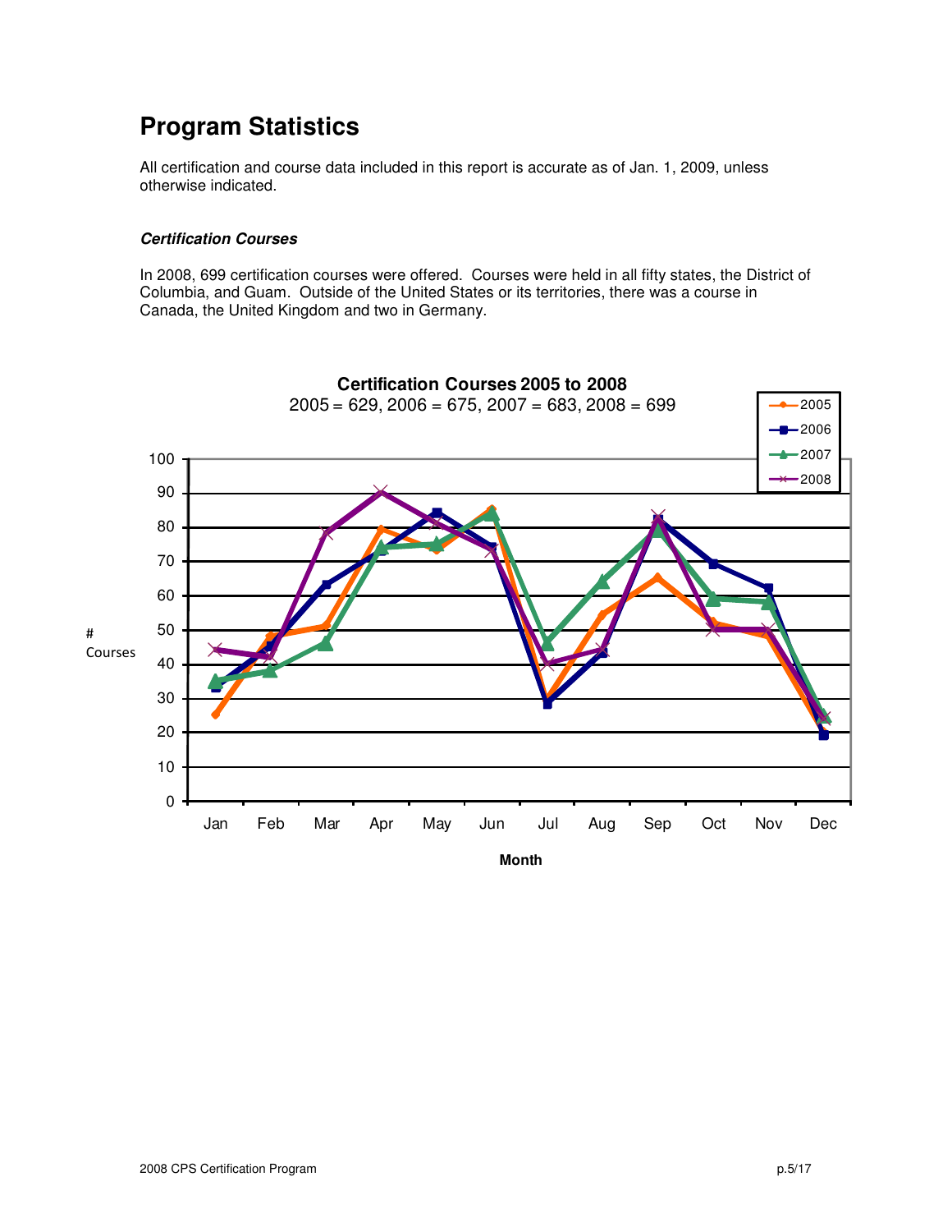# Program Statistics

All certification and course data included in this report is accurate as of Jan. 1, 2009, unless otherwise indicated.

### *Certification Courses*

In 2008, 699 certification courses were offered. Courses were held in all fifty states, the District of Columbia, and Guam. Outside of the United States or its territories, there was a course in Canada, the United Kingdom and two in Germany.

**Certification Courses 2005 to 2008**

2005 = 629, 2006 = 675, 2007 = 683, 2008 = 699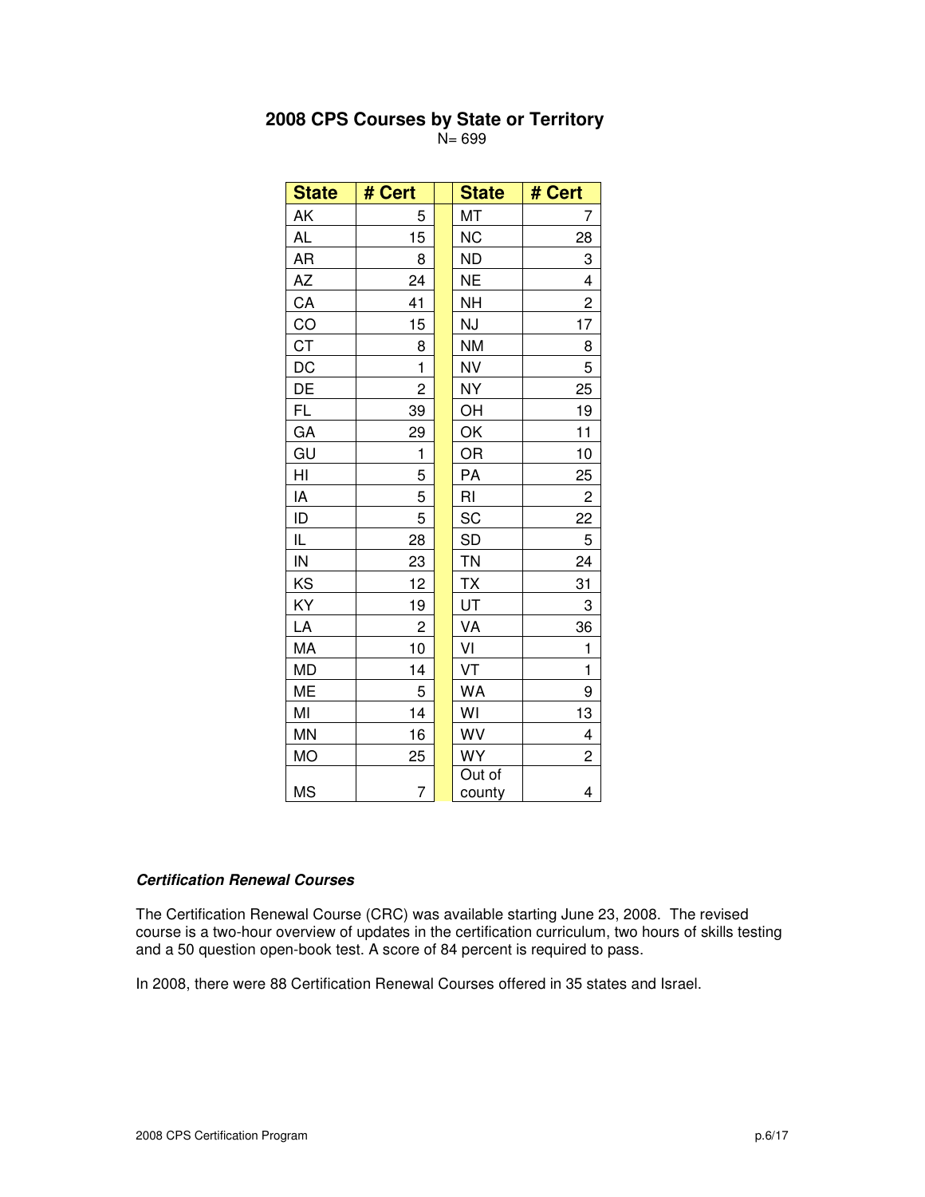## 2008 CPS Courses by State or Territory

N= 699

| State | # Cert | | State | # Cert |
|---|---|---|---|---|
| AK | 5 | | MT | 7 |
| AL | 15 | | NC | 28 |
| AR | 8 | | ND | 3 |
| AZ | 24 | | NE | 4 |
| CA | 41 | | NH | 2 |
| CO | 15 | | NJ | 17 |
| CT | 8 | | NM | 8 |
| DC | 1 | | NV | 5 |
| DE | 2 | | NY | 25 |
| FL | 39 | | OH | 19 |
| GA | 29 | | OK | 11 |
| GU | 1 | | OR | 10 |
| HI | 5 | | PA | 25 |
| IA | 5 | | RI | 2 |
| ID | 5 | | SC | 22 |
| IL | 28 | | SD | 5 |
| IN | 23 | | TN | 24 |
| KS | 12 | | TX | 31 |
| KY | 19 | | UT | 3 |
| LA | 2 | | VA | 36 |
| MA | 10 | | VI | 1 |
| MD | 14 | | VT | 1 |
| ME | 5 | | WA | 9 |
| MI | 14 | | WI | 13 |
| MN | 16 | | WV | 4 |
| MO | 25 | | WY | 2 |
| MS | 7 | | Out of county | 4 |

***Certification Renewal Courses***

The Certification Renewal Course (CRC) was available starting June 23, 2008. The revised course is a two-hour overview of updates in the certification curriculum, two hours of skills testing and a 50 question open-book test. A score of 84 percent is required to pass.

In 2008, there were 88 Certification Renewal Courses offered in 35 states and Israel.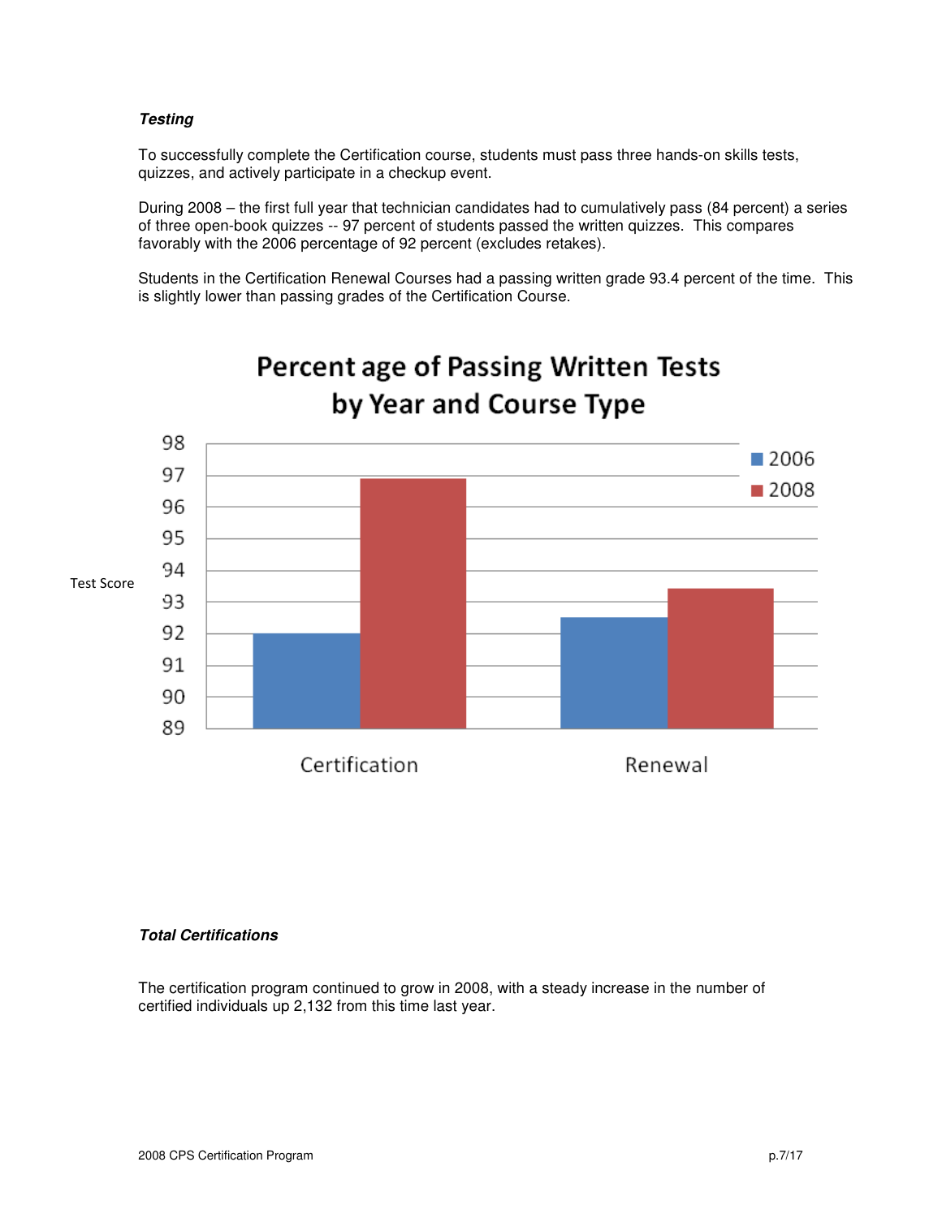***Testing***

To successfully complete the Certification course, students must pass three hands-on skills tests, quizzes, and actively participate in a checkup event.

During 2008 – the first full year that technician candidates had to cumulatively pass (84 percent) a series of three open-book quizzes -- 97 percent of students passed the written quizzes. This compares favorably with the 2006 percentage of 92 percent (excludes retakes).

Students in the Certification Renewal Courses had a passing written grade 93.4 percent of the time. This is slightly lower than passing grades of the Certification Course.

**Percent age of Passing Written Tests by Year and Course Type**

| Course Type | 2006 | 2008 |
|---|---|---|
| Certification | 92 | 97 |
| Renewal | 92.5 | 93.4 |

Test Score

***Total Certifications***

The certification program continued to grow in 2008, with a steady increase in the number of certified individuals up 2,132 from this time last year.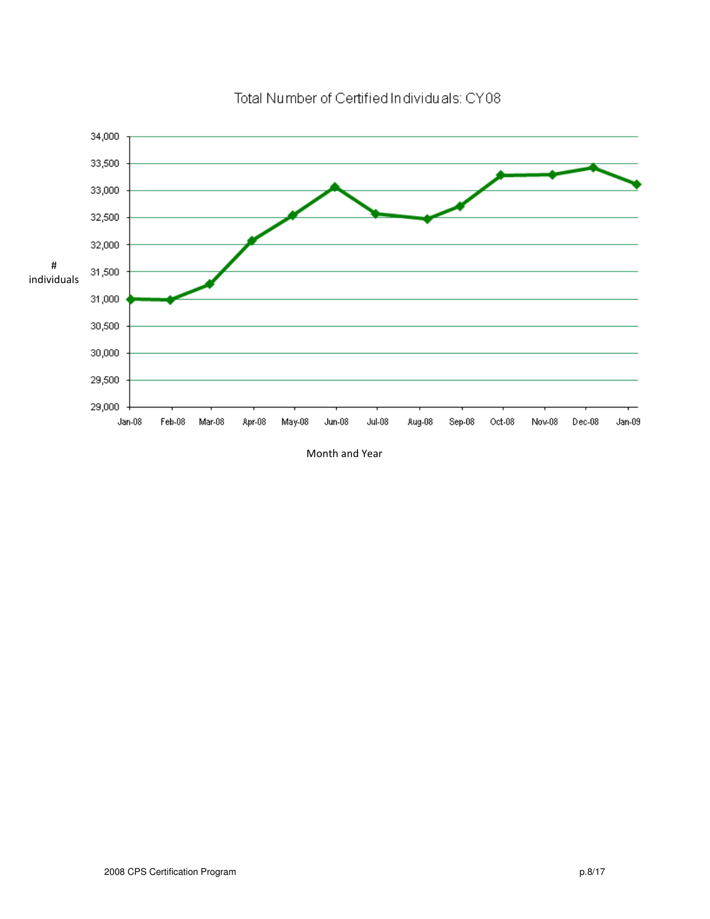Total Number of Certified Individuals: CY08

| Month and Year | # individuals |
|---|---|
| Jan-08 | ~31,000 |
| Feb-08 | ~30,990 |
| Mar-08 | ~31,280 |
| Apr-08 | ~32,070 |
| May-08 | ~32,540 |
| Jun-08 | ~33,070 |
| Jul-08 | ~32,570 |
| Aug-08 | ~32,470 |
| Sep-08 | ~32,720 |
| Oct-08 | ~33,280 |
| Nov-08 | ~33,290 |
| Dec-08 | ~33,430 |
| Jan-09 | ~33,120 |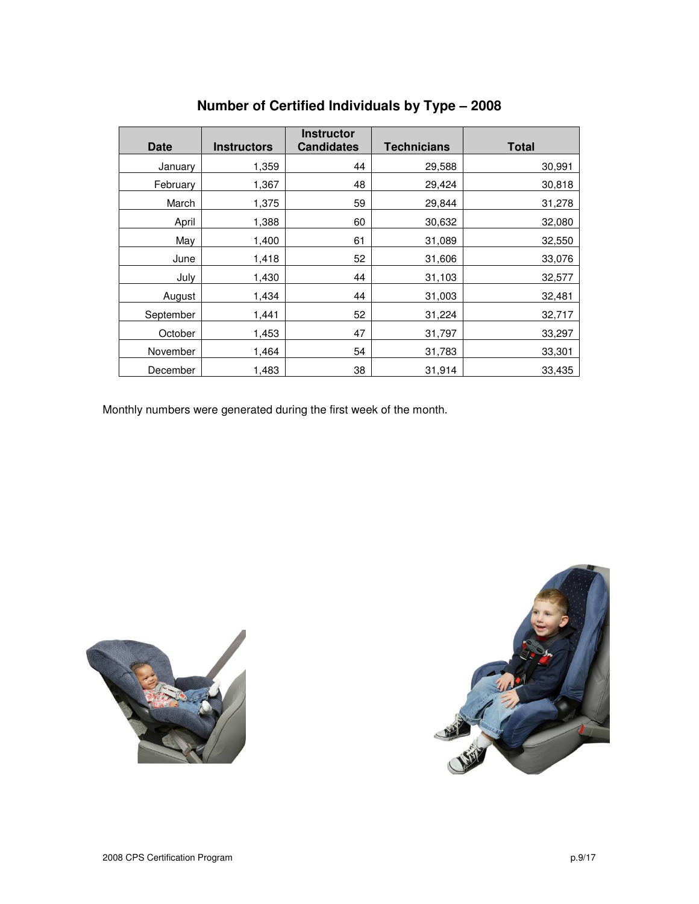## Number of Certified Individuals by Type – 2008

| Date | Instructors | Instructor Candidates | Technicians | Total |
|---|---|---|---|---|
| January | 1,359 | 44 | 29,588 | 30,991 |
| February | 1,367 | 48 | 29,424 | 30,818 |
| March | 1,375 | 59 | 29,844 | 31,278 |
| April | 1,388 | 60 | 30,632 | 32,080 |
| May | 1,400 | 61 | 31,089 | 32,550 |
| June | 1,418 | 52 | 31,606 | 33,076 |
| July | 1,430 | 44 | 31,103 | 32,577 |
| August | 1,434 | 44 | 31,003 | 32,481 |
| September | 1,441 | 52 | 31,224 | 32,717 |
| October | 1,453 | 47 | 31,797 | 33,297 |
| November | 1,464 | 54 | 31,783 | 33,301 |
| December | 1,483 | 38 | 31,914 | 33,435 |

Monthly numbers were generated during the first week of the month.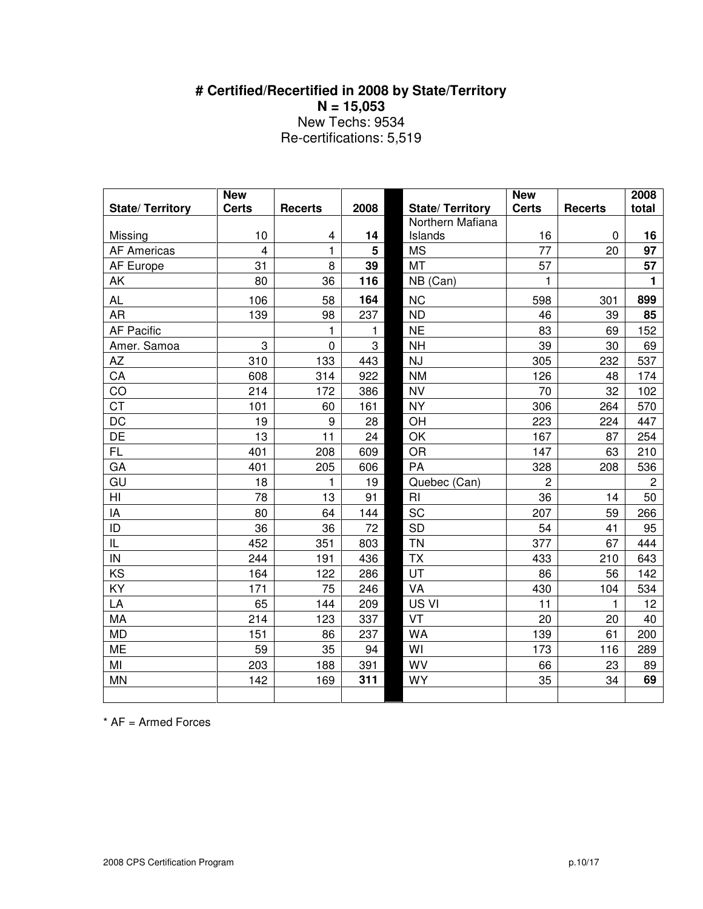# # Certified/Recertified in 2008 by State/Territory

**N = 15,053**

New Techs: 9534

Re-certifications: 5,519

| State/ Territory | New Certs | Recerts | 2008 | | State/ Territory | New Certs | Recerts | 2008 total |
|---|---|---|---|---|---|---|---|---|
| Missing | 10 | 4 | **14** | | Northern Mafiana Islands | 16 | 0 | **16** |
| AF Americas | 4 | 1 | **5** | | MS | 77 | 20 | **97** |
| AF Europe | 31 | 8 | **39** | | MT | 57 | | **57** |
| AK | 80 | 36 | **116** | | NB (Can) | 1 | | **1** |
| AL | 106 | 58 | **164** | | NC | 598 | 301 | **899** |
| AR | 139 | 98 | 237 | | ND | 46 | 39 | **85** |
| AF Pacific | | 1 | 1 | | NE | 83 | 69 | 152 |
| Amer. Samoa | 3 | 0 | 3 | | NH | 39 | 30 | 69 |
| AZ | 310 | 133 | 443 | | NJ | 305 | 232 | 537 |
| CA | 608 | 314 | 922 | | NM | 126 | 48 | 174 |
| CO | 214 | 172 | 386 | | NV | 70 | 32 | 102 |
| CT | 101 | 60 | 161 | | NY | 306 | 264 | 570 |
| DC | 19 | 9 | 28 | | OH | 223 | 224 | 447 |
| DE | 13 | 11 | 24 | | OK | 167 | 87 | 254 |
| FL | 401 | 208 | 609 | | OR | 147 | 63 | 210 |
| GA | 401 | 205 | 606 | | PA | 328 | 208 | 536 |
| GU | 18 | 1 | 19 | | Quebec (Can) | 2 | | 2 |
| HI | 78 | 13 | 91 | | RI | 36 | 14 | 50 |
| IA | 80 | 64 | 144 | | SC | 207 | 59 | 266 |
| ID | 36 | 36 | 72 | | SD | 54 | 41 | 95 |
| IL | 452 | 351 | 803 | | TN | 377 | 67 | 444 |
| IN | 244 | 191 | 436 | | TX | 433 | 210 | 643 |
| KS | 164 | 122 | 286 | | UT | 86 | 56 | 142 |
| KY | 171 | 75 | 246 | | VA | 430 | 104 | 534 |
| LA | 65 | 144 | 209 | | US VI | 11 | 1 | 12 |
| MA | 214 | 123 | 337 | | VT | 20 | 20 | 40 |
| MD | 151 | 86 | 237 | | WA | 139 | 61 | 200 |
| ME | 59 | 35 | 94 | | WI | 173 | 116 | 289 |
| MI | 203 | 188 | 391 | | WV | 66 | 23 | 89 |
| MN | 142 | 169 | **311** | | WY | 35 | 34 | **69** |
| | | | | | | | | |

* AF = Armed Forces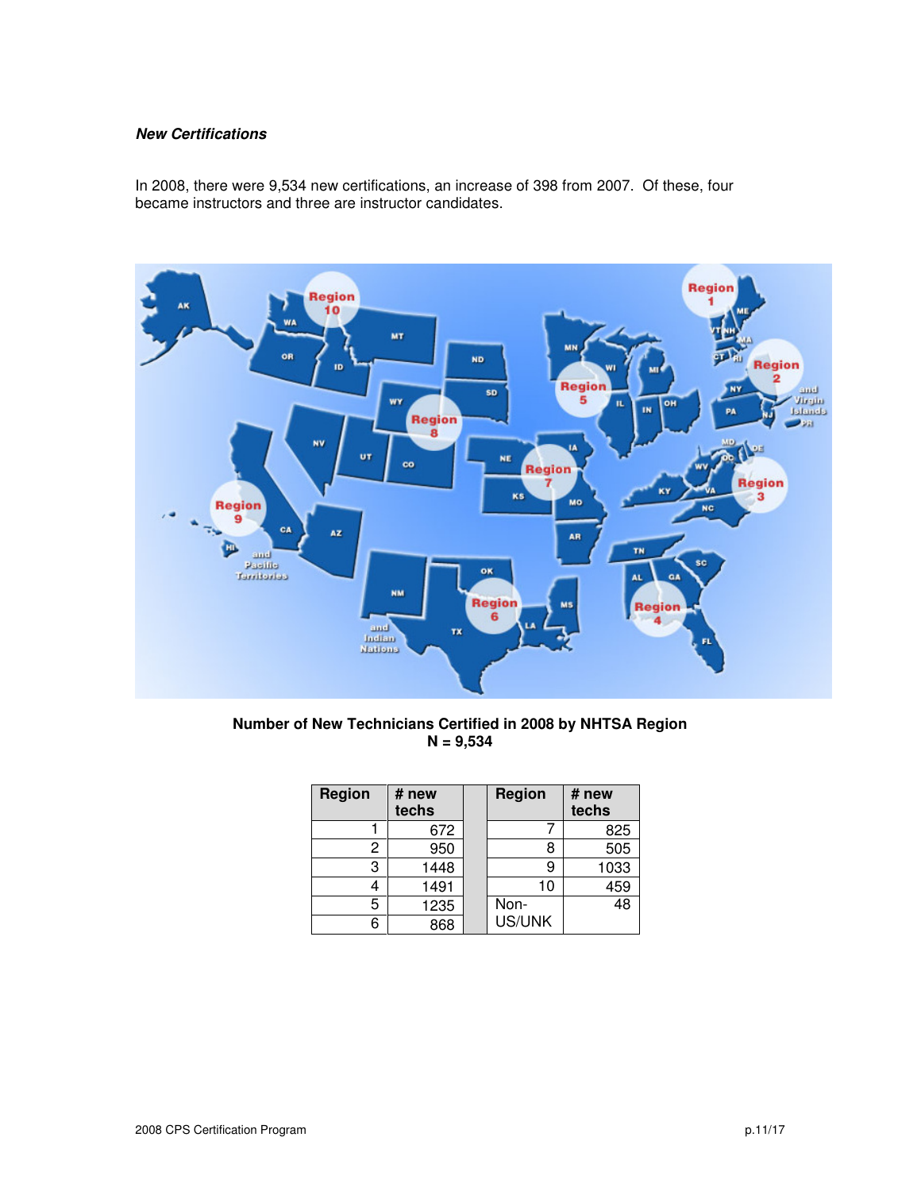### *New Certifications*

In 2008, there were 9,534 new certifications, an increase of 398 from 2007. Of these, four became instructors and three are instructor candidates.

**Number of New Technicians Certified in 2008 by NHTSA Region**
**N = 9,534**

| Region | # new techs | | Region | # new techs |
|---|---|---|---|---|
| 1 | 672 | | 7 | 825 |
| 2 | 950 | | 8 | 505 |
| 3 | 1448 | | 9 | 1033 |
| 4 | 1491 | | 10 | 459 |
| 5 | 1235 | | Non-US/UNK | 48 |
| 6 | 868 | | | |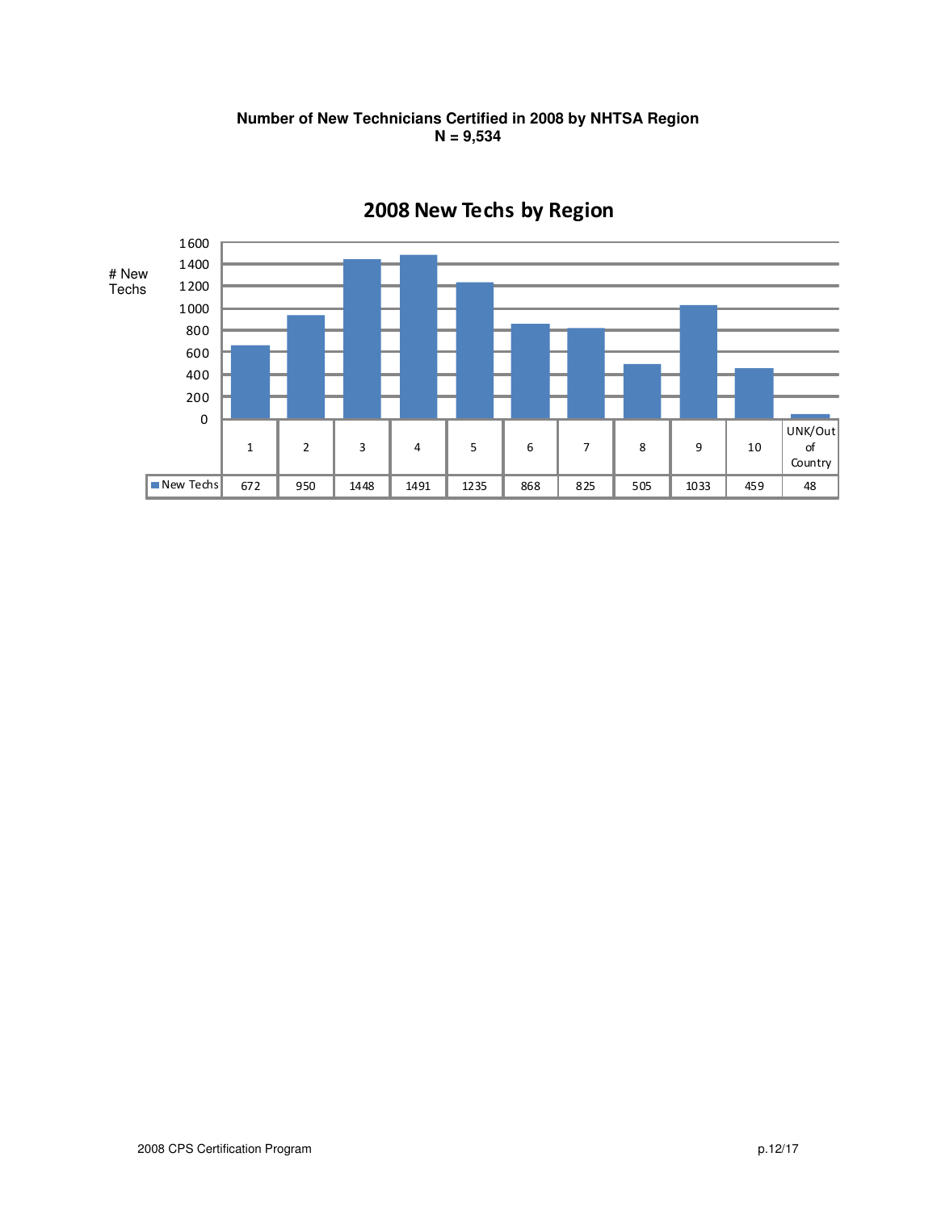**Number of New Technicians Certified in 2008 by NHTSA Region**
**N = 9,534**

**2008 New Techs by Region**

| | 1 | 2 | 3 | 4 | 5 | 6 | 7 | 8 | 9 | 10 | UNK/Out of Country |
|---|---|---|---|---|---|---|---|---|---|---|---|
| New Techs | 672 | 950 | 1448 | 1491 | 1235 | 868 | 825 | 505 | 1033 | 459 | 48 |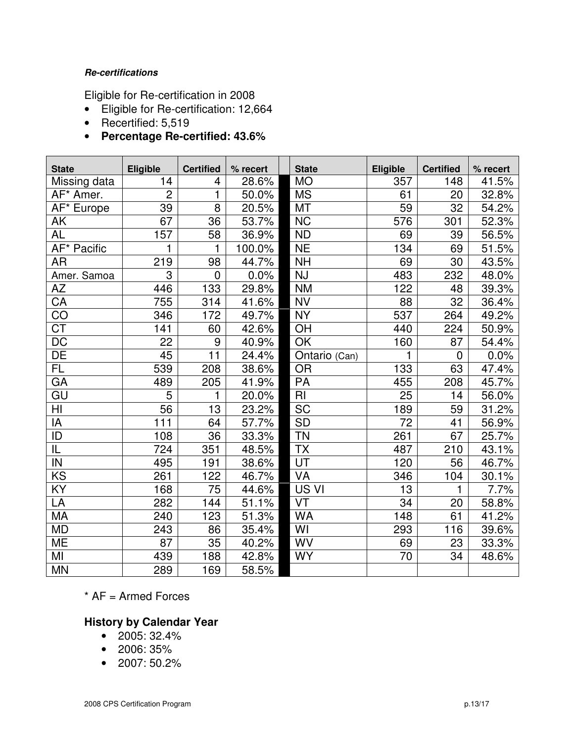***Re-certifications***

Eligible for Re-certification in 2008

- Eligible for Re-certification: 12,664
- Recertified: 5,519
- **Percentage Re-certified: 43.6%**

| State | Eligible | Certified | % recert | | State | Eligible | Certified | % recert |
|---|---|---|---|---|---|---|---|---|
| Missing data | 14 | 4 | 28.6% | | MO | 357 | 148 | 41.5% |
| AF* Amer. | 2 | 1 | 50.0% | | MS | 61 | 20 | 32.8% |
| AF* Europe | 39 | 8 | 20.5% | | MT | 59 | 32 | 54.2% |
| AK | 67 | 36 | 53.7% | | NC | 576 | 301 | 52.3% |
| AL | 157 | 58 | 36.9% | | ND | 69 | 39 | 56.5% |
| AF* Pacific | 1 | 1 | 100.0% | | NE | 134 | 69 | 51.5% |
| AR | 219 | 98 | 44.7% | | NH | 69 | 30 | 43.5% |
| Amer. Samoa | 3 | 0 | 0.0% | | NJ | 483 | 232 | 48.0% |
| AZ | 446 | 133 | 29.8% | | NM | 122 | 48 | 39.3% |
| CA | 755 | 314 | 41.6% | | NV | 88 | 32 | 36.4% |
| CO | 346 | 172 | 49.7% | | NY | 537 | 264 | 49.2% |
| CT | 141 | 60 | 42.6% | | OH | 440 | 224 | 50.9% |
| DC | 22 | 9 | 40.9% | | OK | 160 | 87 | 54.4% |
| DE | 45 | 11 | 24.4% | | Ontario (Can) | 1 | 0 | 0.0% |
| FL | 539 | 208 | 38.6% | | OR | 133 | 63 | 47.4% |
| GA | 489 | 205 | 41.9% | | PA | 455 | 208 | 45.7% |
| GU | 5 | 1 | 20.0% | | RI | 25 | 14 | 56.0% |
| HI | 56 | 13 | 23.2% | | SC | 189 | 59 | 31.2% |
| IA | 111 | 64 | 57.7% | | SD | 72 | 41 | 56.9% |
| ID | 108 | 36 | 33.3% | | TN | 261 | 67 | 25.7% |
| IL | 724 | 351 | 48.5% | | TX | 487 | 210 | 43.1% |
| IN | 495 | 191 | 38.6% | | UT | 120 | 56 | 46.7% |
| KS | 261 | 122 | 46.7% | | VA | 346 | 104 | 30.1% |
| KY | 168 | 75 | 44.6% | | US VI | 13 | 1 | 7.7% |
| LA | 282 | 144 | 51.1% | | VT | 34 | 20 | 58.8% |
| MA | 240 | 123 | 51.3% | | WA | 148 | 61 | 41.2% |
| MD | 243 | 86 | 35.4% | | WI | 293 | 116 | 39.6% |
| ME | 87 | 35 | 40.2% | | WV | 69 | 23 | 33.3% |
| MI | 439 | 188 | 42.8% | | WY | 70 | 34 | 48.6% |
| MN | 289 | 169 | 58.5% | | | | | |

* AF = Armed Forces

### History by Calendar Year

- 2005: 32.4%
- 2006: 35%
- 2007: 50.2%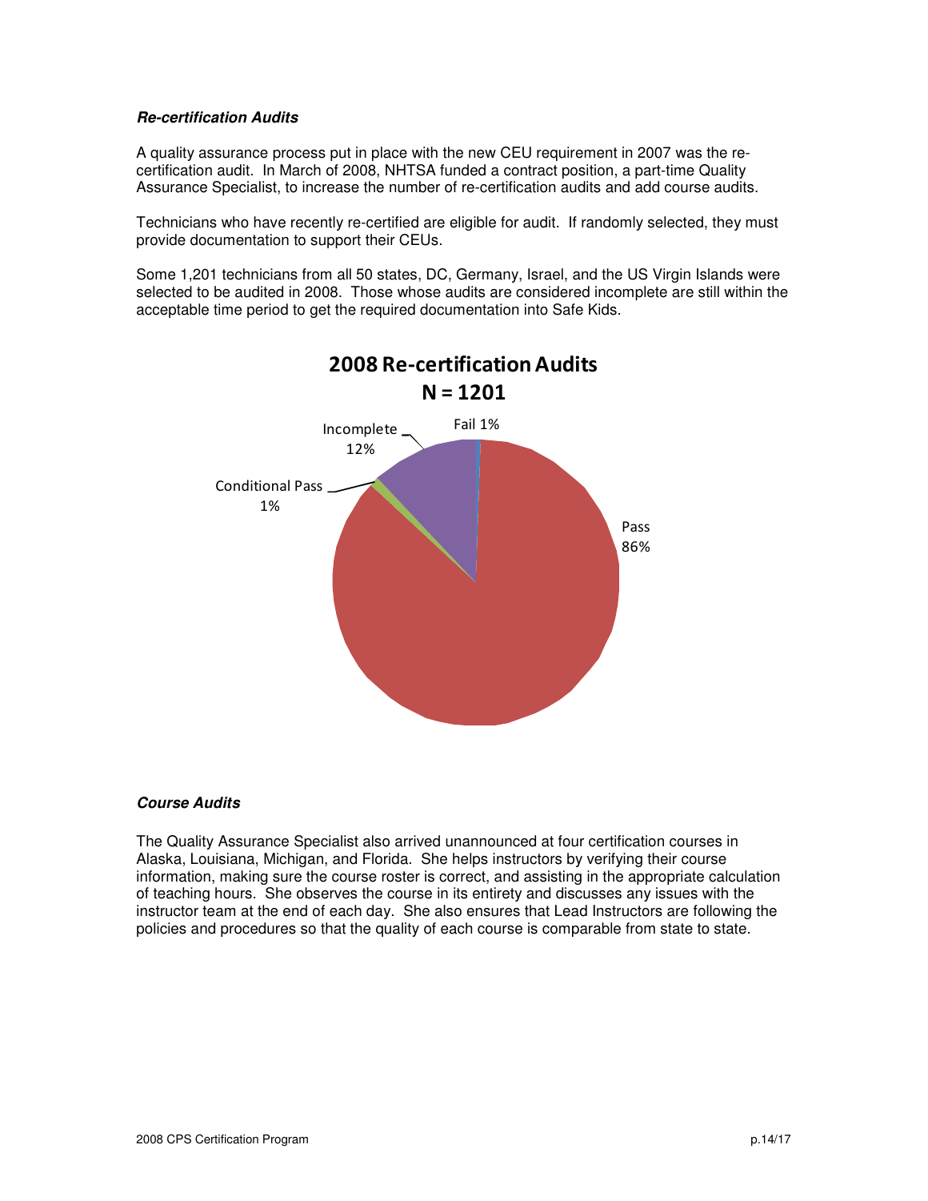***Re-certification Audits***

A quality assurance process put in place with the new CEU requirement in 2007 was the re-certification audit. In March of 2008, NHTSA funded a contract position, a part-time Quality Assurance Specialist, to increase the number of re-certification audits and add course audits.

Technicians who have recently re-certified are eligible for audit. If randomly selected, they must provide documentation to support their CEUs.

Some 1,201 technicians from all 50 states, DC, Germany, Israel, and the US Virgin Islands were selected to be audited in 2008. Those whose audits are considered incomplete are still within the acceptable time period to get the required documentation into Safe Kids.

**2008 Re-certification Audits**
**N = 1201**

| Result | Percent |
|---|---|
| Pass | 86% |
| Incomplete | 12% |
| Conditional Pass | 1% |
| Fail | 1% |

***Course Audits***

The Quality Assurance Specialist also arrived unannounced at four certification courses in Alaska, Louisiana, Michigan, and Florida. She helps instructors by verifying their course information, making sure the course roster is correct, and assisting in the appropriate calculation of teaching hours. She observes the course in its entirety and discusses any issues with the instructor team at the end of each day. She also ensures that Lead Instructors are following the policies and procedures so that the quality of each course is comparable from state to state.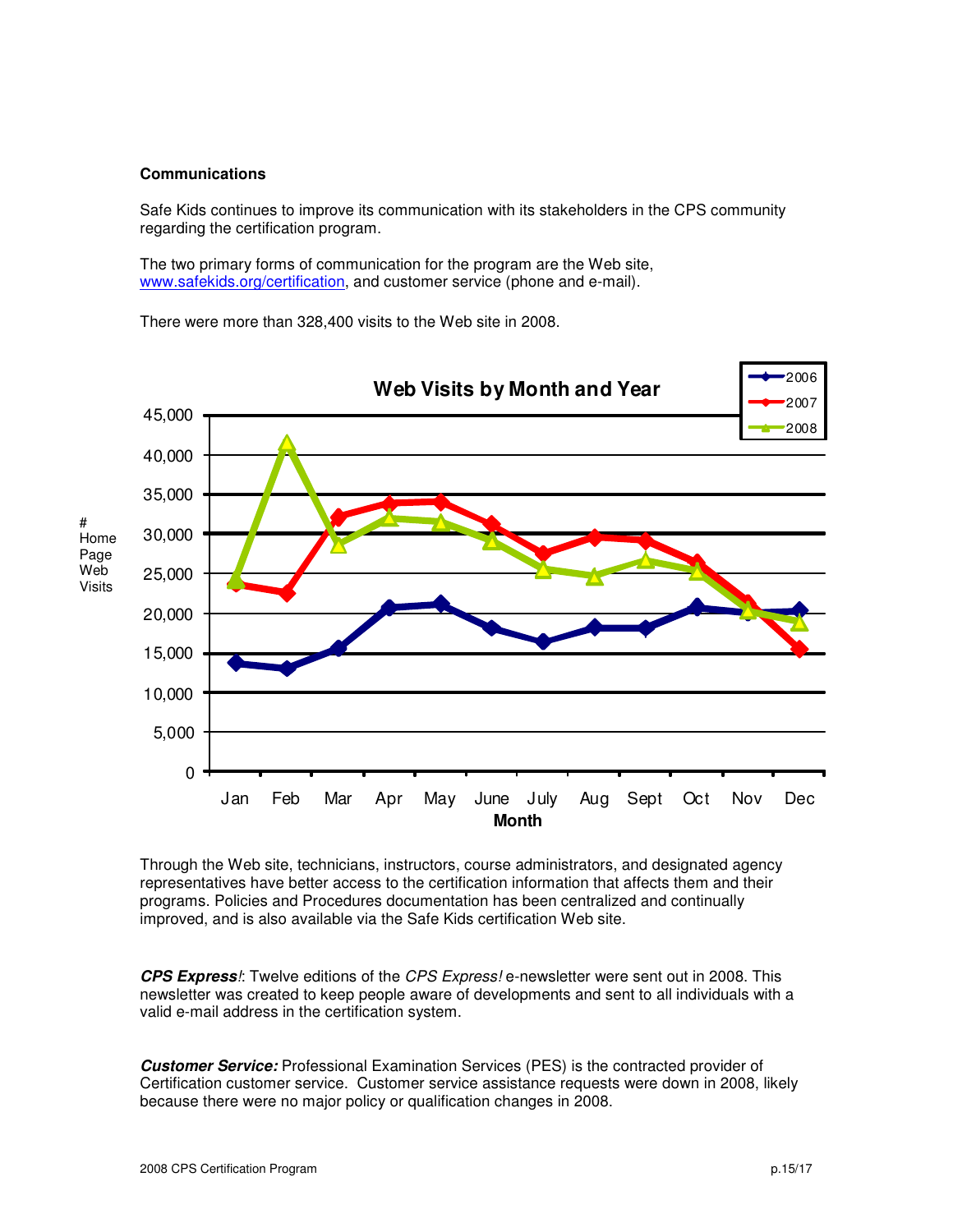**Communications**

Safe Kids continues to improve its communication with its stakeholders in the CPS community regarding the certification program.

The two primary forms of communication for the program are the Web site, www.safekids.org/certification, and customer service (phone and e-mail).

There were more than 328,400 visits to the Web site in 2008.

Through the Web site, technicians, instructors, course administrators, and designated agency representatives have better access to the certification information that affects them and their programs. Policies and Procedures documentation has been centralized and continually improved, and is also available via the Safe Kids certification Web site.

***CPS Express!***: Twelve editions of the *CPS Express!* e-newsletter were sent out in 2008. This newsletter was created to keep people aware of developments and sent to all individuals with a valid e-mail address in the certification system.

***Customer Service:*** Professional Examination Services (PES) is the contracted provider of Certification customer service. Customer service assistance requests were down in 2008, likely because there were no major policy or qualification changes in 2008.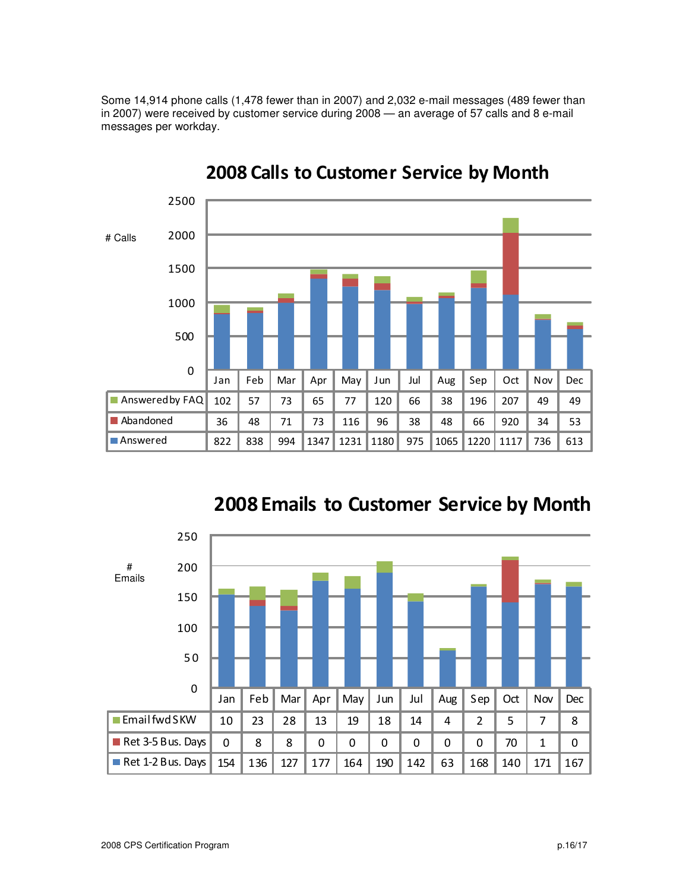Some 14,914 phone calls (1,478 fewer than in 2007) and 2,032 e-mail messages (489 fewer than in 2007) were received by customer service during 2008 — an average of 57 calls and 8 e-mail messages per workday.

## 2008 Calls to Customer Service by Month

| # Calls | Jan | Feb | Mar | Apr | May | Jun | Jul | Aug | Sep | Oct | Nov | Dec |
|---|---|---|---|---|---|---|---|---|---|---|---|---|
| Answered by FAQ | 102 | 57 | 73 | 65 | 77 | 120 | 66 | 38 | 196 | 207 | 49 | 49 |
| Abandoned | 36 | 48 | 71 | 73 | 116 | 96 | 38 | 48 | 66 | 920 | 34 | 53 |
| Answered | 822 | 838 | 994 | 1347 | 1231 | 1180 | 975 | 1065 | 1220 | 1117 | 736 | 613 |

## 2008 Emails to Customer Service by Month

| # Emails | Jan | Feb | Mar | Apr | May | Jun | Jul | Aug | Sep | Oct | Nov | Dec |
|---|---|---|---|---|---|---|---|---|---|---|---|---|
| Email fwd SKW | 10 | 23 | 28 | 13 | 19 | 18 | 14 | 4 | 2 | 5 | 7 | 8 |
| Ret 3-5 Bus. Days | 0 | 8 | 8 | 0 | 0 | 0 | 0 | 0 | 0 | 70 | 1 | 0 |
| Ret 1-2 Bus. Days | 154 | 136 | 127 | 177 | 164 | 190 | 142 | 63 | 168 | 140 | 171 | 167 |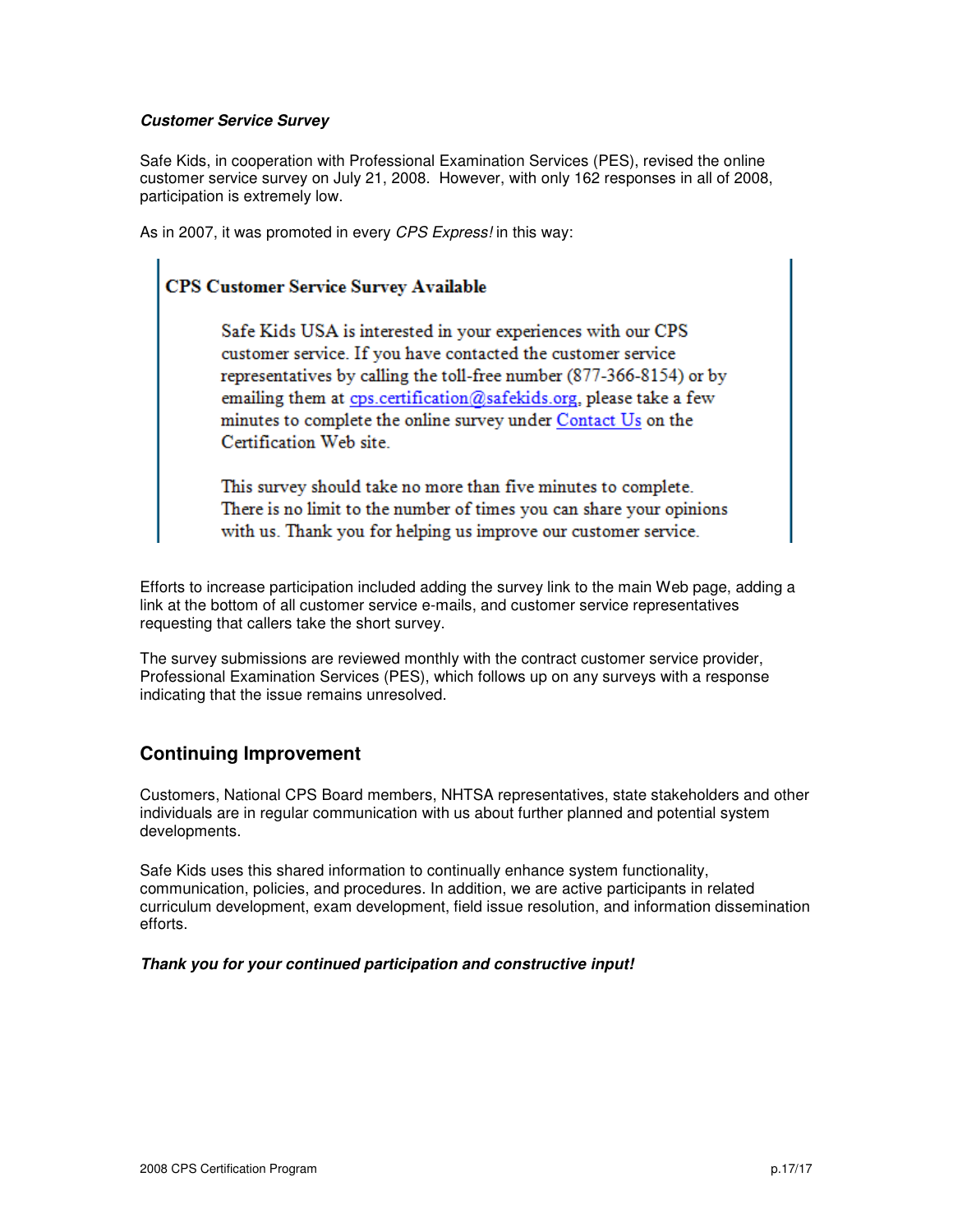***Customer Service Survey***

Safe Kids, in cooperation with Professional Examination Services (PES), revised the online customer service survey on July 21, 2008. However, with only 162 responses in all of 2008, participation is extremely low.

As in 2007, it was promoted in every *CPS Express!* in this way:

> **CPS Customer Service Survey Available**
>
> Safe Kids USA is interested in your experiences with our CPS customer service. If you have contacted the customer service representatives by calling the toll-free number (877-366-8154) or by emailing them at cps.certification@safekids.org, please take a few minutes to complete the online survey under Contact Us on the Certification Web site.
>
> This survey should take no more than five minutes to complete. There is no limit to the number of times you can share your opinions with us. Thank you for helping us improve our customer service.

Efforts to increase participation included adding the survey link to the main Web page, adding a link at the bottom of all customer service e-mails, and customer service representatives requesting that callers take the short survey.

The survey submissions are reviewed monthly with the contract customer service provider, Professional Examination Services (PES), which follows up on any surveys with a response indicating that the issue remains unresolved.

## Continuing Improvement

Customers, National CPS Board members, NHTSA representatives, state stakeholders and other individuals are in regular communication with us about further planned and potential system developments.

Safe Kids uses this shared information to continually enhance system functionality, communication, policies, and procedures. In addition, we are active participants in related curriculum development, exam development, field issue resolution, and information dissemination efforts.

***Thank you for your continued participation and constructive input!***